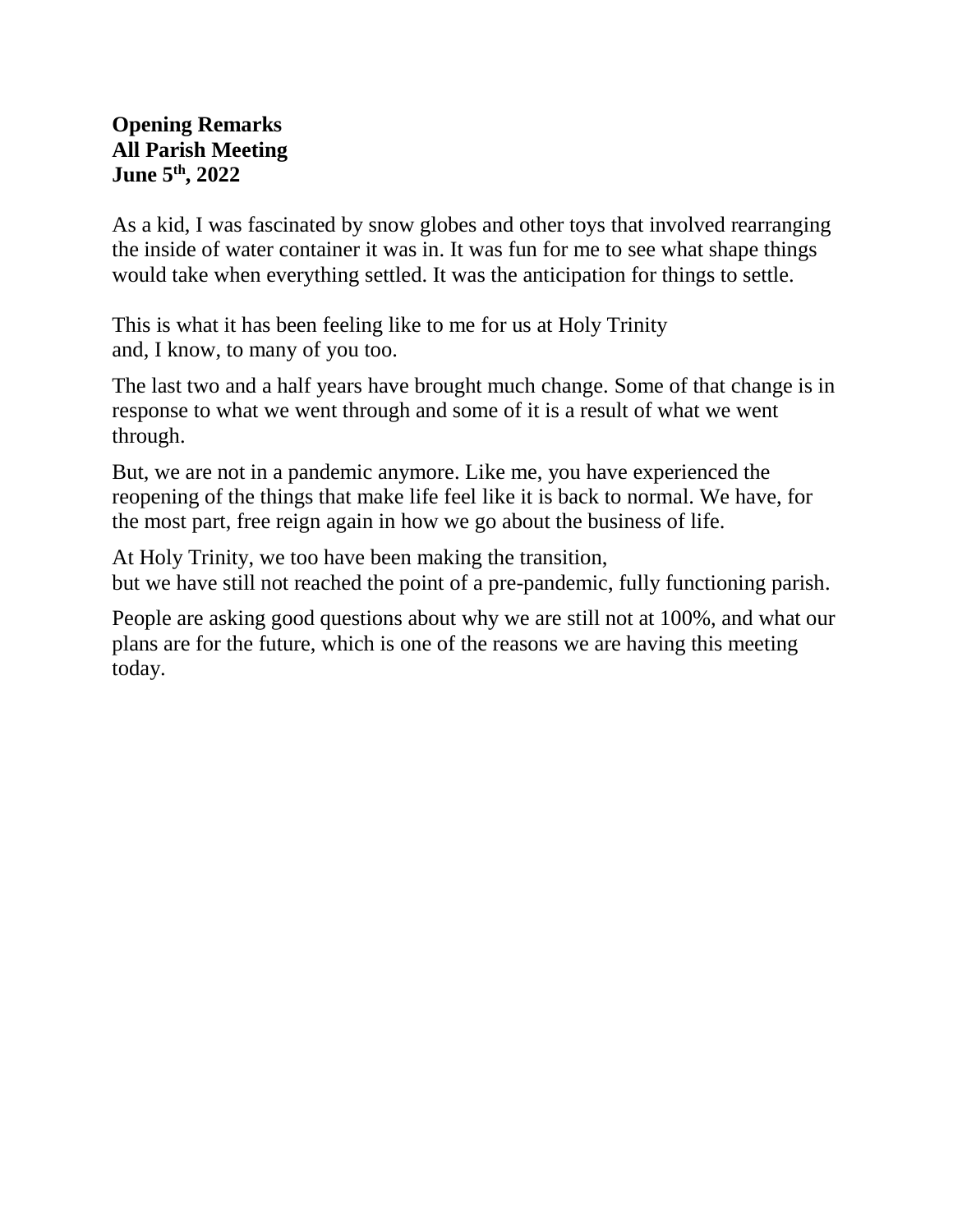**Opening Remarks**
**All Parish Meeting**
**June 5th, 2022**

As a kid, I was fascinated by snow globes and other toys that involved rearranging the inside of water container it was in. It was fun for me to see what shape things would take when everything settled. It was the anticipation for things to settle.

This is what it has been feeling like to me for us at Holy Trinity
and, I know, to many of you too.

The last two and a half years have brought much change. Some of that change is in response to what we went through and some of it is a result of what we went through.

But, we are not in a pandemic anymore. Like me, you have experienced the reopening of the things that make life feel like it is back to normal. We have, for the most part, free reign again in how we go about the business of life.

At Holy Trinity, we too have been making the transition,
but we have still not reached the point of a pre-pandemic, fully functioning parish.

People are asking good questions about why we are still not at 100%, and what our plans are for the future, which is one of the reasons we are having this meeting today.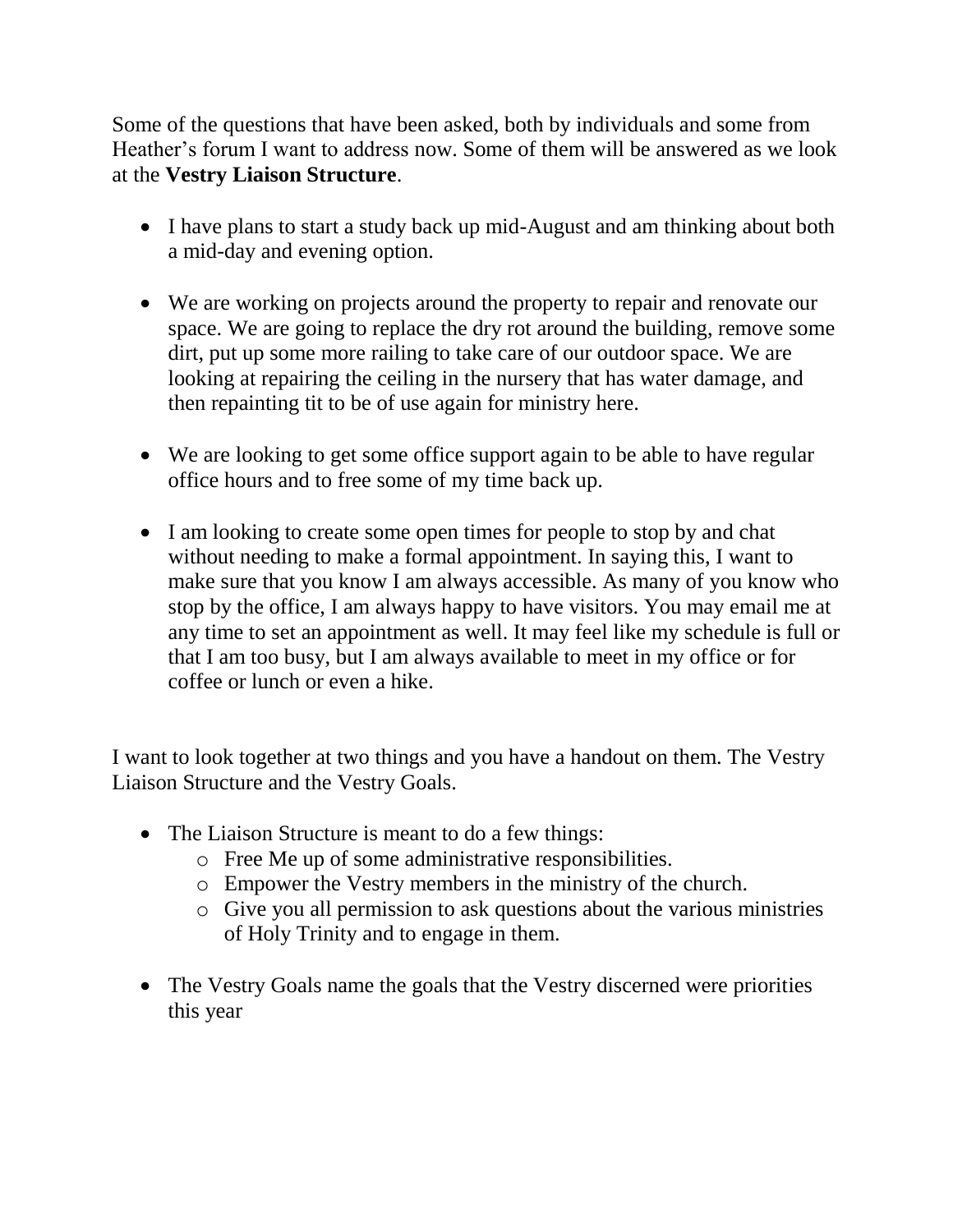Some of the questions that have been asked, both by individuals and some from Heather's forum I want to address now. Some of them will be answered as we look at the **Vestry Liaison Structure**.

- I have plans to start a study back up mid-August and am thinking about both a mid-day and evening option.

- We are working on projects around the property to repair and renovate our space. We are going to replace the dry rot around the building, remove some dirt, put up some more railing to take care of our outdoor space. We are looking at repairing the ceiling in the nursery that has water damage, and then repainting tit to be of use again for ministry here.

- We are looking to get some office support again to be able to have regular office hours and to free some of my time back up.

- I am looking to create some open times for people to stop by and chat without needing to make a formal appointment. In saying this, I want to make sure that you know I am always accessible. As many of you know who stop by the office, I am always happy to have visitors. You may email me at any time to set an appointment as well. It may feel like my schedule is full or that I am too busy, but I am always available to meet in my office or for coffee or lunch or even a hike.

I want to look together at two things and you have a handout on them. The Vestry Liaison Structure and the Vestry Goals.

- The Liaison Structure is meant to do a few things:
  - Free Me up of some administrative responsibilities.
  - Empower the Vestry members in the ministry of the church.
  - Give you all permission to ask questions about the various ministries of Holy Trinity and to engage in them.

- The Vestry Goals name the goals that the Vestry discerned were priorities this year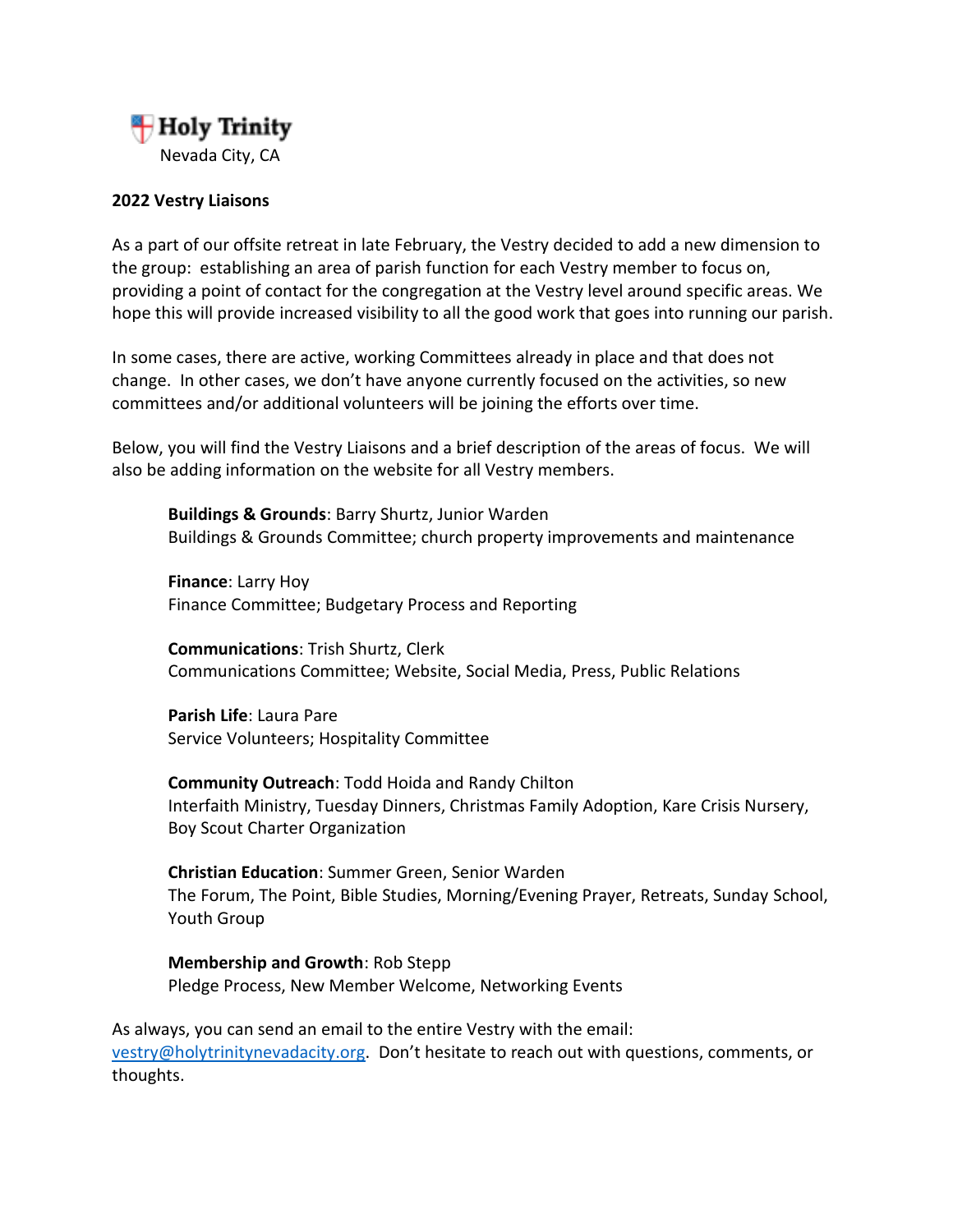**Holy Trinity**
Nevada City, CA

**2022 Vestry Liaisons**

As a part of our offsite retreat in late February, the Vestry decided to add a new dimension to the group: establishing an area of parish function for each Vestry member to focus on, providing a point of contact for the congregation at the Vestry level around specific areas. We hope this will provide increased visibility to all the good work that goes into running our parish.

In some cases, there are active, working Committees already in place and that does not change. In other cases, we don't have anyone currently focused on the activities, so new committees and/or additional volunteers will be joining the efforts over time.

Below, you will find the Vestry Liaisons and a brief description of the areas of focus. We will also be adding information on the website for all Vestry members.

> **Buildings & Grounds**: Barry Shurtz, Junior Warden
> Buildings & Grounds Committee; church property improvements and maintenance
>
> **Finance**: Larry Hoy
> Finance Committee; Budgetary Process and Reporting
>
> **Communications**: Trish Shurtz, Clerk
> Communications Committee; Website, Social Media, Press, Public Relations
>
> **Parish Life**: Laura Pare
> Service Volunteers; Hospitality Committee
>
> **Community Outreach**: Todd Hoida and Randy Chilton
> Interfaith Ministry, Tuesday Dinners, Christmas Family Adoption, Kare Crisis Nursery, Boy Scout Charter Organization
>
> **Christian Education**: Summer Green, Senior Warden
> The Forum, The Point, Bible Studies, Morning/Evening Prayer, Retreats, Sunday School, Youth Group
>
> **Membership and Growth**: Rob Stepp
> Pledge Process, New Member Welcome, Networking Events

As always, you can send an email to the entire Vestry with the email: [vestry@holytrinitynevadacity.org](mailto:vestry@holytrinitynevadacity.org). Don't hesitate to reach out with questions, comments, or thoughts.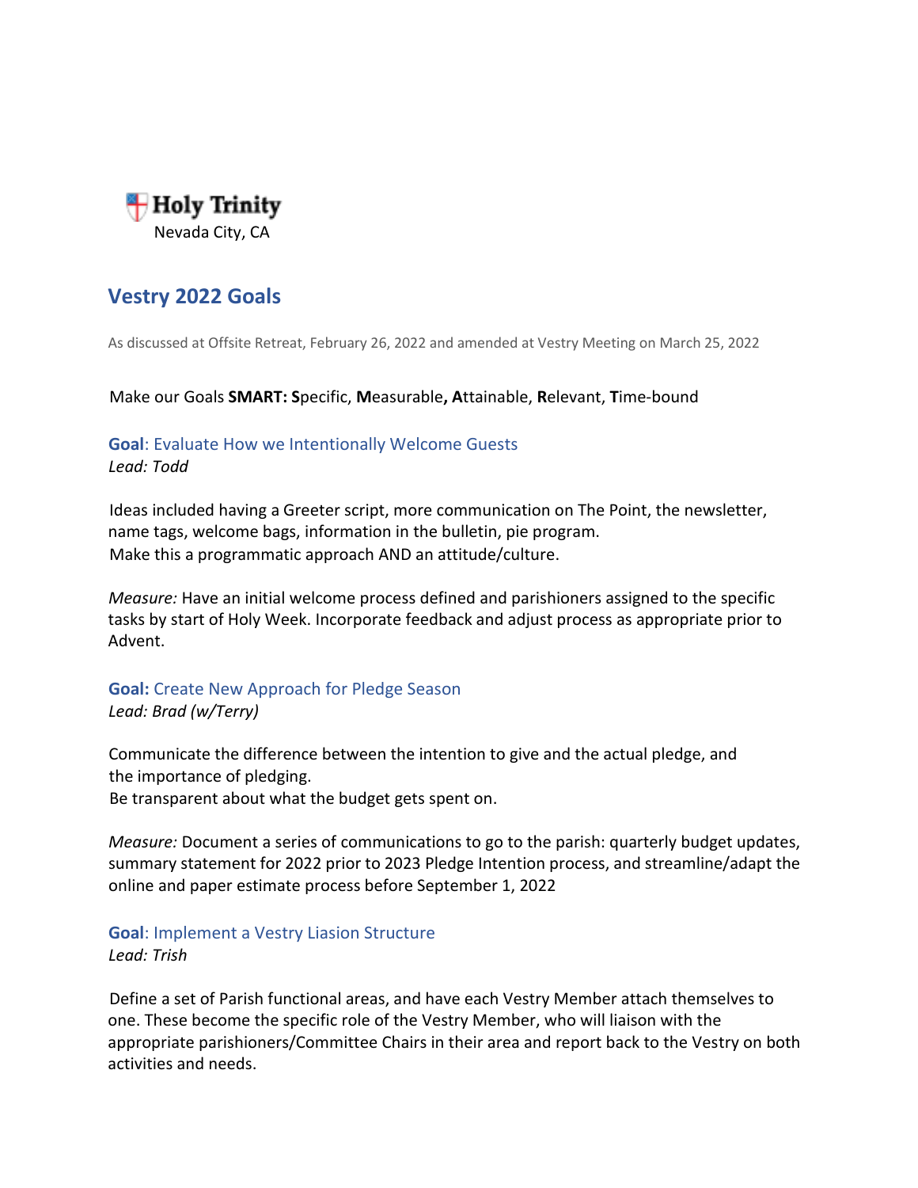**Holy Trinity**
Nevada City, CA

## Vestry 2022 Goals

As discussed at Offsite Retreat, February 26, 2022 and amended at Vestry Meeting on March 25, 2022

Make our Goals **SMART: S**pecific, **M**easurable**, A**ttainable, **R**elevant, **T**ime-bound

### **Goal**: Evaluate How we Intentionally Welcome Guests

*Lead: Todd*

Ideas included having a Greeter script, more communication on The Point, the newsletter, name tags, welcome bags, information in the bulletin, pie program.
Make this a programmatic approach AND an attitude/culture.

*Measure:* Have an initial welcome process defined and parishioners assigned to the specific tasks by start of Holy Week. Incorporate feedback and adjust process as appropriate prior to Advent.

### **Goal:** Create New Approach for Pledge Season

*Lead: Brad (w/Terry)*

Communicate the difference between the intention to give and the actual pledge, and the importance of pledging.
Be transparent about what the budget gets spent on.

*Measure:* Document a series of communications to go to the parish: quarterly budget updates, summary statement for 2022 prior to 2023 Pledge Intention process, and streamline/adapt the online and paper estimate process before September 1, 2022

### **Goal**: Implement a Vestry Liasion Structure

*Lead: Trish*

Define a set of Parish functional areas, and have each Vestry Member attach themselves to one. These become the specific role of the Vestry Member, who will liaison with the appropriate parishioners/Committee Chairs in their area and report back to the Vestry on both activities and needs.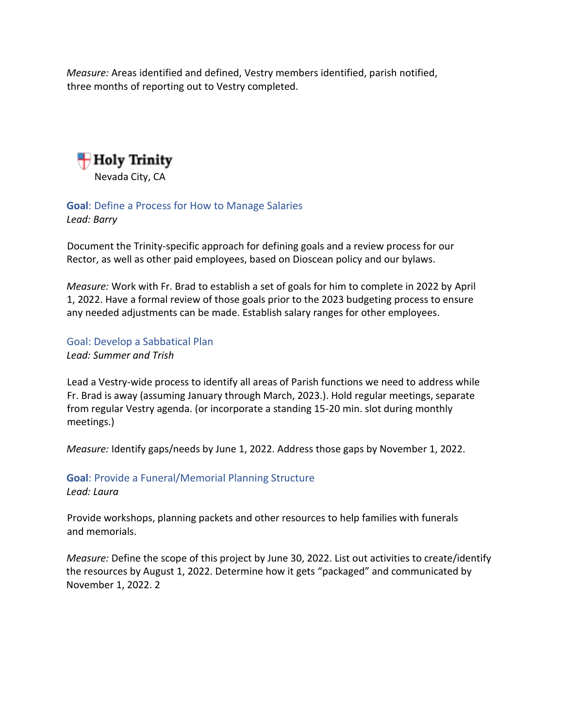*Measure:* Areas identified and defined, Vestry members identified, parish notified, three months of reporting out to Vestry completed.

**Holy Trinity**
Nevada City, CA

### **Goal**: Define a Process for How to Manage Salaries

*Lead: Barry*

Document the Trinity-specific approach for defining goals and a review process for our Rector, as well as other paid employees, based on Dioscean policy and our bylaws.

*Measure:* Work with Fr. Brad to establish a set of goals for him to complete in 2022 by April 1, 2022. Have a formal review of those goals prior to the 2023 budgeting process to ensure any needed adjustments can be made. Establish salary ranges for other employees.

### Goal: Develop a Sabbatical Plan

*Lead: Summer and Trish*

Lead a Vestry-wide process to identify all areas of Parish functions we need to address while Fr. Brad is away (assuming January through March, 2023.). Hold regular meetings, separate from regular Vestry agenda. (or incorporate a standing 15-20 min. slot during monthly meetings.)

*Measure:* Identify gaps/needs by June 1, 2022. Address those gaps by November 1, 2022.

### **Goal**: Provide a Funeral/Memorial Planning Structure

*Lead: Laura*

Provide workshops, planning packets and other resources to help families with funerals and memorials.

*Measure:* Define the scope of this project by June 30, 2022. List out activities to create/identify the resources by August 1, 2022. Determine how it gets "packaged" and communicated by November 1, 2022. 2